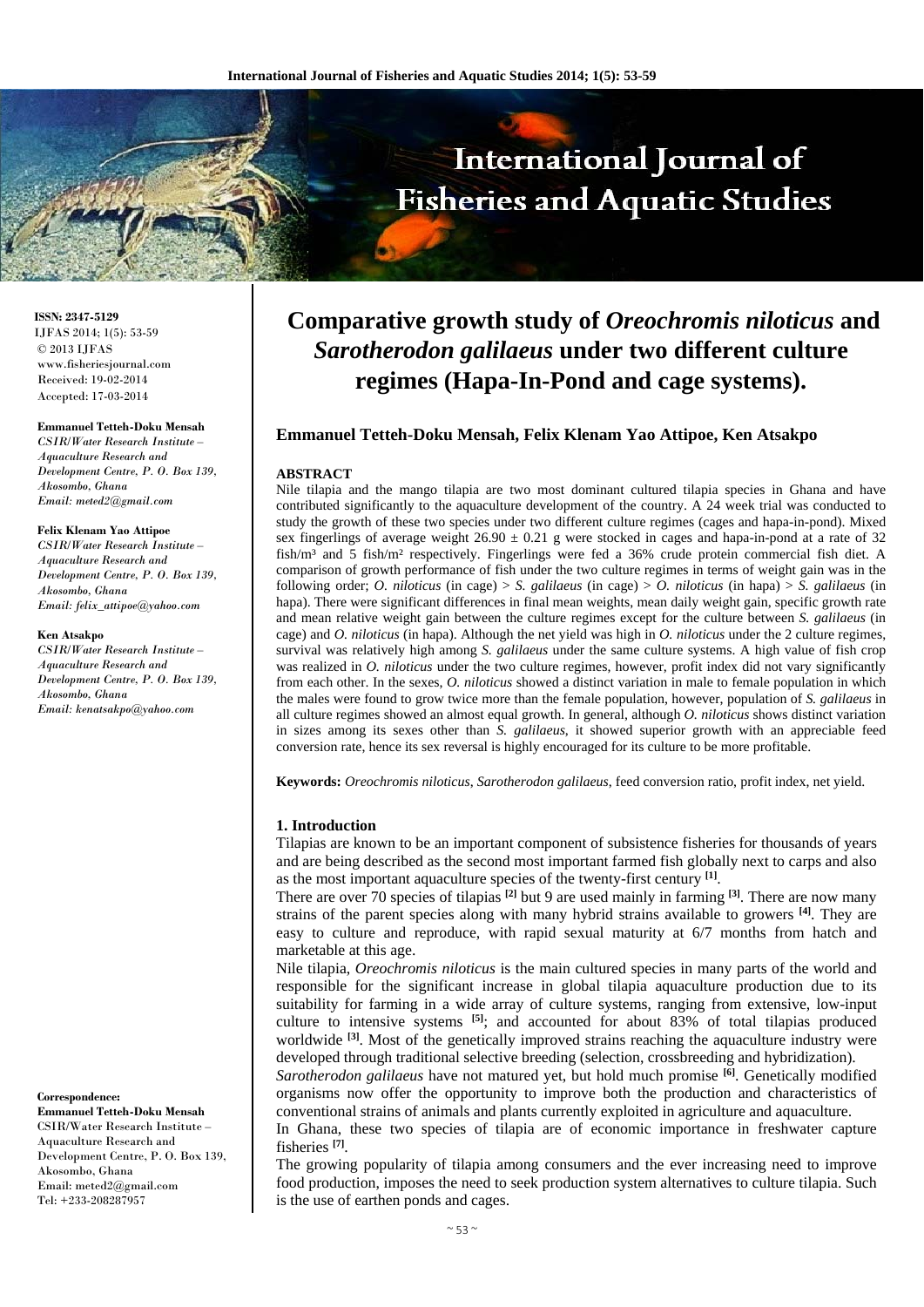# Comparative growth study of *Oreochromis niloticus* and *Sarotherodon galilaeus* under two different culture regimes (Hapa-In-Pond and cage systems).

**Emmanuel Tetteh-Doku Mensah, Felix Klenam Yao Attipoe, Ken Atsakpo**

**ISSN: 2347-5129**
IJFAS 2014; 1(5): 53-59
© 2013 IJFAS
www.fisheriesjournal.com
Received: 19-02-2014
Accepted: 17-03-2014

**Emmanuel Tetteh-Doku Mensah**
*CSIR/Water Research Institute – Aquaculture Research and Development Centre, P. O. Box 139, Akosombo, Ghana*
*Email: meted2@gmail.com*

**Felix Klenam Yao Attipoe**
*CSIR/Water Research Institute – Aquaculture Research and Development Centre, P. O. Box 139, Akosombo, Ghana*
*Email: felix_attipoe@yahoo.com*

**Ken Atsakpo**
*CSIR/Water Research Institute – Aquaculture Research and Development Centre, P. O. Box 139, Akosombo, Ghana*
*Email: kenatsakpo@yahoo.com*

**Correspondence:**
**Emmanuel Tetteh-Doku Mensah**
CSIR/Water Research Institute – Aquaculture Research and Development Centre, P. O. Box 139, Akosombo, Ghana
Email: meted2@gmail.com
Tel: +233-208287957

### ABSTRACT

Nile tilapia and the mango tilapia are two most dominant cultured tilapia species in Ghana and have contributed significantly to the aquaculture development of the country. A 24 week trial was conducted to study the growth of these two species under two different culture regimes (cages and hapa-in-pond). Mixed sex fingerlings of average weight $26.90 \pm 0.21$ g were stocked in cages and hapa-in-pond at a rate of 32 fish/m³ and 5 fish/m² respectively. Fingerlings were fed a 36% crude protein commercial fish diet. A comparison of growth performance of fish under the two culture regimes in terms of weight gain was in the following order; *O. niloticus* (in cage) > *S. galilaeus* (in cage) > *O. niloticus* (in hapa) > *S. galilaeus* (in hapa). There were significant differences in final mean weights, mean daily weight gain, specific growth rate and mean relative weight gain between the culture regimes except for the culture between *S. galilaeus* (in cage) and *O. niloticus* (in hapa). Although the net yield was high in *O. niloticus* under the 2 culture regimes, survival was relatively high among *S. galilaeus* under the same culture systems. A high value of fish crop was realized in *O. niloticus* under the two culture regimes, however, profit index did not vary significantly from each other. In the sexes, *O. niloticus* showed a distinct variation in male to female population in which the males were found to grow twice more than the female population, however, population of *S. galilaeus* in all culture regimes showed an almost equal growth. In general, although *O. niloticus* shows distinct variation in sizes among its sexes other than *S. galilaeus,* it showed superior growth with an appreciable feed conversion rate, hence its sex reversal is highly encouraged for its culture to be more profitable.

**Keywords:** *Oreochromis niloticus, Sarotherodon galilaeus,* feed conversion ratio, profit index, net yield.

## 1. Introduction

Tilapias are known to be an important component of subsistence fisheries for thousands of years and are being described as the second most important farmed fish globally next to carps and also as the most important aquaculture species of the twenty-first century [1].

There are over 70 species of tilapias [2] but 9 are used mainly in farming [3]. There are now many strains of the parent species along with many hybrid strains available to growers [4]. They are easy to culture and reproduce, with rapid sexual maturity at 6/7 months from hatch and marketable at this age.

Nile tilapia, *Oreochromis niloticus* is the main cultured species in many parts of the world and responsible for the significant increase in global tilapia aquaculture production due to its suitability for farming in a wide array of culture systems, ranging from extensive, low-input culture to intensive systems [5]; and accounted for about 83% of total tilapias produced worldwide [3]. Most of the genetically improved strains reaching the aquaculture industry were developed through traditional selective breeding (selection, crossbreeding and hybridization).

*Sarotherodon galilaeus* have not matured yet, but hold much promise [6]. Genetically modified organisms now offer the opportunity to improve both the production and characteristics of conventional strains of animals and plants currently exploited in agriculture and aquaculture.

In Ghana, these two species of tilapia are of economic importance in freshwater capture fisheries [7].

The growing popularity of tilapia among consumers and the ever increasing need to improve food production, imposes the need to seek production system alternatives to culture tilapia. Such is the use of earthen ponds and cages.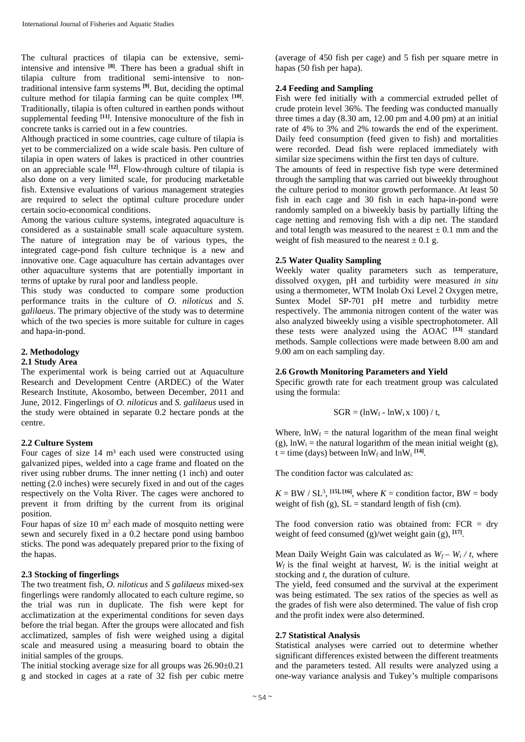The cultural practices of tilapia can be extensive, semi-intensive and intensive [8]. There has been a gradual shift in tilapia culture from traditional semi-intensive to non-traditional intensive farm systems [9]. But, deciding the optimal culture method for tilapia farming can be quite complex [10]. Traditionally, tilapia is often cultured in earthen ponds without supplemental feeding [11]. Intensive monoculture of the fish in concrete tanks is carried out in a few countries.

Although practiced in some countries, cage culture of tilapia is yet to be commercialized on a wide scale basis. Pen culture of tilapia in open waters of lakes is practiced in other countries on an appreciable scale [12]. Flow-through culture of tilapia is also done on a very limited scale, for producing marketable fish. Extensive evaluations of various management strategies are required to select the optimal culture procedure under certain socio-economical conditions.

Among the various culture systems, integrated aquaculture is considered as a sustainable small scale aquaculture system. The nature of integration may be of various types, the integrated cage-pond fish culture technique is a new and innovative one. Cage aquaculture has certain advantages over other aquaculture systems that are potentially important in terms of uptake by rural poor and landless people.

This study was conducted to compare some production performance traits in the culture of *O. niloticus* and *S. galilaeus*. The primary objective of the study was to determine which of the two species is more suitable for culture in cages and hapa-in-pond.

## 2. Methodology

### 2.1 Study Area

The experimental work is being carried out at Aquaculture Research and Development Centre (ARDEC) of the Water Research Institute, Akosombo, between December, 2011 and June, 2012. Fingerlings of *O. niloticus* and *S. galilaeus* used in the study were obtained in separate 0.2 hectare ponds at the centre.

### 2.2 Culture System

Four cages of size 14 m³ each used were constructed using galvanized pipes, welded into a cage frame and floated on the river using rubber drums. The inner netting (1 inch) and outer netting (2.0 inches) were securely fixed in and out of the cages respectively on the Volta River. The cages were anchored to prevent it from drifting by the current from its original position.

Four hapas of size 10 m$^2$ each made of mosquito netting were sewn and securely fixed in a 0.2 hectare pond using bamboo sticks. The pond was adequately prepared prior to the fixing of the hapas.

### 2.3 Stocking of fingerlings

The two treatment fish, *O. niloticus* and *S galilaeus* mixed-sex fingerlings were randomly allocated to each culture regime, so the trial was run in duplicate. The fish were kept for acclimatization at the experimental conditions for seven days before the trial began. After the groups were allocated and fish acclimatized, samples of fish were weighed using a digital scale and measured using a measuring board to obtain the initial samples of the groups.

The initial stocking average size for all groups was 26.90±0.21 g and stocked in cages at a rate of 32 fish per cubic metre (average of 450 fish per cage) and 5 fish per square metre in hapas (50 fish per hapa).

### 2.4 Feeding and Sampling

Fish were fed initially with a commercial extruded pellet of crude protein level 36%. The feeding was conducted manually three times a day (8.30 am, 12.00 pm and 4.00 pm) at an initial rate of 4% to 3% and 2% towards the end of the experiment. Daily feed consumption (feed given to fish) and mortalities were recorded. Dead fish were replaced immediately with similar size specimens within the first ten days of culture.

The amounts of feed in respective fish type were determined through the sampling that was carried out biweekly throughout the culture period to monitor growth performance. At least 50 fish in each cage and 30 fish in each hapa-in-pond were randomly sampled on a biweekly basis by partially lifting the cage netting and removing fish with a dip net. The standard and total length was measured to the nearest ± 0.1 mm and the weight of fish measured to the nearest ± 0.1 g.

### 2.5 Water Quality Sampling

Weekly water quality parameters such as temperature, dissolved oxygen, pH and turbidity were measured *in situ* using a thermometer, WTM Inolab Oxi Level 2 Oxygen metre, Suntex Model SP-701 pH metre and turbidity metre respectively. The ammonia nitrogen content of the water was also analyzed biweekly using a visible spectrophotometer. All these tests were analyzed using the AOAC [13] standard methods. Sample collections were made between 8.00 am and 9.00 am on each sampling day.

### 2.6 Growth Monitoring Parameters and Yield

Specific growth rate for each treatment group was calculated using the formula:

$$SGR = (\ln W_f - \ln W_i \times 100) / t,$$

Where, $\ln W_f$ = the natural logarithm of the mean final weight (g), $\ln W_i$ = the natural logarithm of the mean initial weight (g), t = time (days) between $\ln W_f$ and $\ln W_i$ [14].

The condition factor was calculated as:

$K = BW / SL^3$, [15], [16], where $K$ = condition factor, BW = body weight of fish (g), SL = standard length of fish (cm).

The food conversion ratio was obtained from: FCR = dry weight of feed consumed (g)/wet weight gain (g), [17].

Mean Daily Weight Gain was calculated as $W_f - W_i / t$, where $W_f$ is the final weight at harvest, $W_i$ is the initial weight at stocking and $t$, the duration of culture.

The yield, feed consumed and the survival at the experiment was being estimated. The sex ratios of the species as well as the grades of fish were also determined. The value of fish crop and the profit index were also determined.

### 2.7 Statistical Analysis

Statistical analyses were carried out to determine whether significant differences existed between the different treatments and the parameters tested. All results were analyzed using a one-way variance analysis and Tukey's multiple comparisons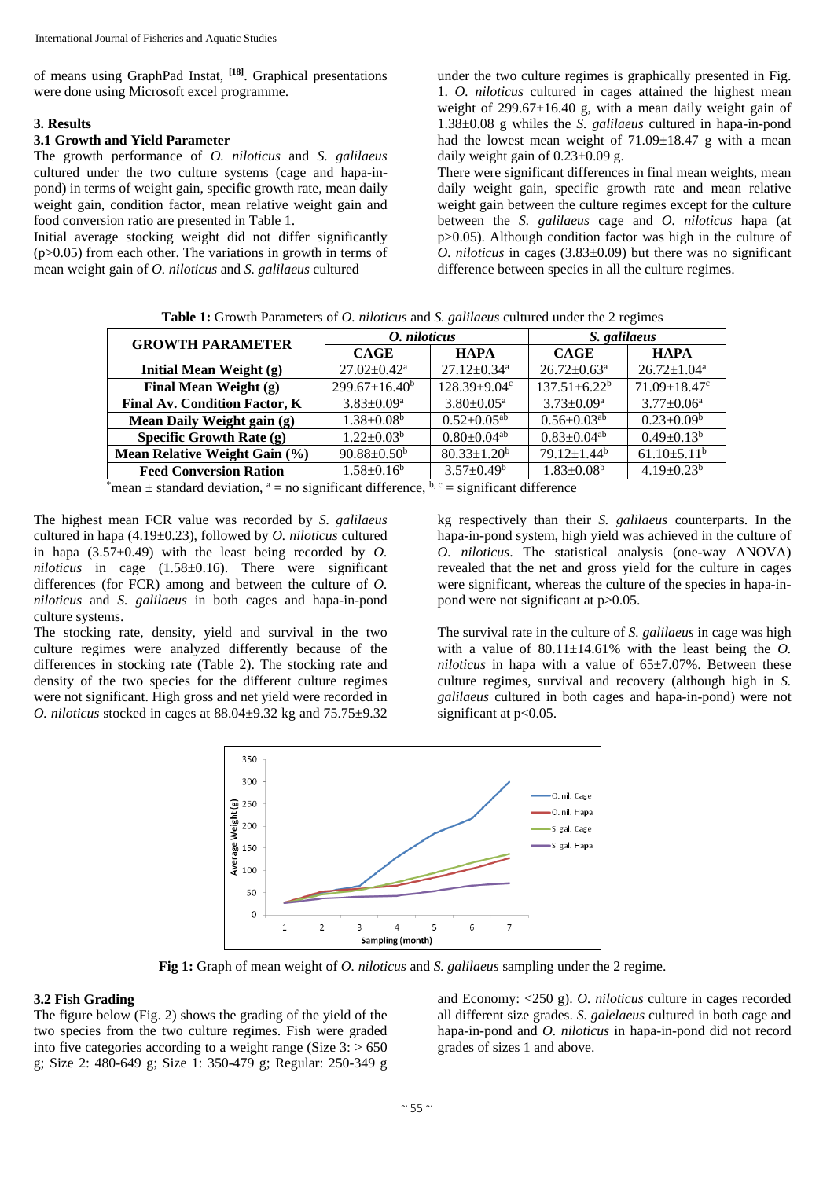of means using GraphPad Instat, [18]. Graphical presentations were done using Microsoft excel programme.

## 3. Results

### 3.1 Growth and Yield Parameter

The growth performance of *O. niloticus* and *S. galilaeus* cultured under the two culture systems (cage and hapa-in-pond) in terms of weight gain, specific growth rate, mean daily weight gain, condition factor, mean relative weight gain and food conversion ratio are presented in Table 1.

Initial average stocking weight did not differ significantly ($p>0.05$) from each other. The variations in growth in terms of mean weight gain of *O. niloticus* and *S. galilaeus* cultured under the two culture regimes is graphically presented in Fig. 1. *O. niloticus* cultured in cages attained the highest mean weight of 299.67±16.40 g, with a mean daily weight gain of 1.38±0.08 g whiles the *S. galilaeus* cultured in hapa-in-pond had the lowest mean weight of 71.09±18.47 g with a mean daily weight gain of 0.23±0.09 g.

There were significant differences in final mean weights, mean daily weight gain, specific growth rate and mean relative weight gain between the culture regimes except for the culture between the *S. galilaeus* cage and *O. niloticus* hapa (at $p>0.05$). Although condition factor was high in the culture of *O. niloticus* in cages (3.83±0.09) but there was no significant difference between species in all the culture regimes.

**Table 1:** Growth Parameters of *O. niloticus* and *S. galilaeus* cultured under the 2 regimes

| GROWTH PARAMETER | *O. niloticus* | | *S. galilaeus* | |
|---|---|---|---|---|
| | CAGE | HAPA | CAGE | HAPA |
| Initial Mean Weight (g) | $27.02±0.42^a$ | $27.12±0.34^a$ | $26.72±0.63^a$ | $26.72±1.04^a$ |
| Final Mean Weight (g) | $299.67±16.40^b$ | $128.39±9.04^c$ | $137.51±6.22^b$ | $71.09±18.47^c$ |
| Final Av. Condition Factor, K | $3.83±0.09^a$ | $3.80±0.05^a$ | $3.73±0.09^a$ | $3.77±0.06^a$ |
| Mean Daily Weight gain (g) | $1.38±0.08^b$ | $0.52±0.05^{ab}$ | $0.56±0.03^{ab}$ | $0.23±0.09^b$ |
| Specific Growth Rate (g) | $1.22±0.03^b$ | $0.80±0.04^{ab}$ | $0.83±0.04^{ab}$ | $0.49±0.13^b$ |
| Mean Relative Weight Gain (%) | $90.88±0.50^b$ | $80.33±1.20^b$ | $79.12±1.44^b$ | $61.10±5.11^b$ |
| Feed Conversion Ration | $1.58±0.16^b$ | $3.57±0.49^b$ | $1.83±0.08^b$ | $4.19±0.23^b$ |

*mean ± standard deviation, a = no significant difference, b, c = significant difference

The highest mean FCR value was recorded by *S. galilaeus* cultured in hapa (4.19±0.23), followed by *O. niloticus* cultured in hapa (3.57±0.49) with the least being recorded by *O. niloticus* in cage (1.58±0.16). There were significant differences (for FCR) among and between the culture of *O. niloticus* and *S. galilaeus* in both cages and hapa-in-pond culture systems.

The stocking rate, density, yield and survival in the two culture regimes were analyzed differently because of the differences in stocking rate (Table 2). The stocking rate and density of the two species for the different culture regimes were not significant. High gross and net yield were recorded in *O. niloticus* stocked in cages at 88.04±9.32 kg and 75.75±9.32 kg respectively than their *S. galilaeus* counterparts. In the hapa-in-pond system, high yield was achieved in the culture of *O. niloticus*. The statistical analysis (one-way ANOVA) revealed that the net and gross yield for the culture in cages were significant, whereas the culture of the species in hapa-in-pond were not significant at $p>0.05$.

The survival rate in the culture of *S. galilaeus* in cage was high with a value of 80.11±14.61% with the least being the *O. niloticus* in hapa with a value of 65±7.07%. Between these culture regimes, survival and recovery (although high in *S. galilaeus* cultured in both cages and hapa-in-pond) were not significant at $p<0.05$.

**Fig 1:** Graph of mean weight of *O. niloticus* and *S. galilaeus* sampling under the 2 regime.

### 3.2 Fish Grading

The figure below (Fig. 2) shows the grading of the yield of the two species from the two culture regimes. Fish were graded into five categories according to a weight range (Size 3: > 650 g; Size 2: 480-649 g; Size 1: 350-479 g; Regular: 250-349 g and Economy: <250 g). *O. niloticus* culture in cages recorded all different size grades. *S. galelaeus* cultured in both cage and hapa-in-pond and *O. niloticus* in hapa-in-pond did not record grades of sizes 1 and above.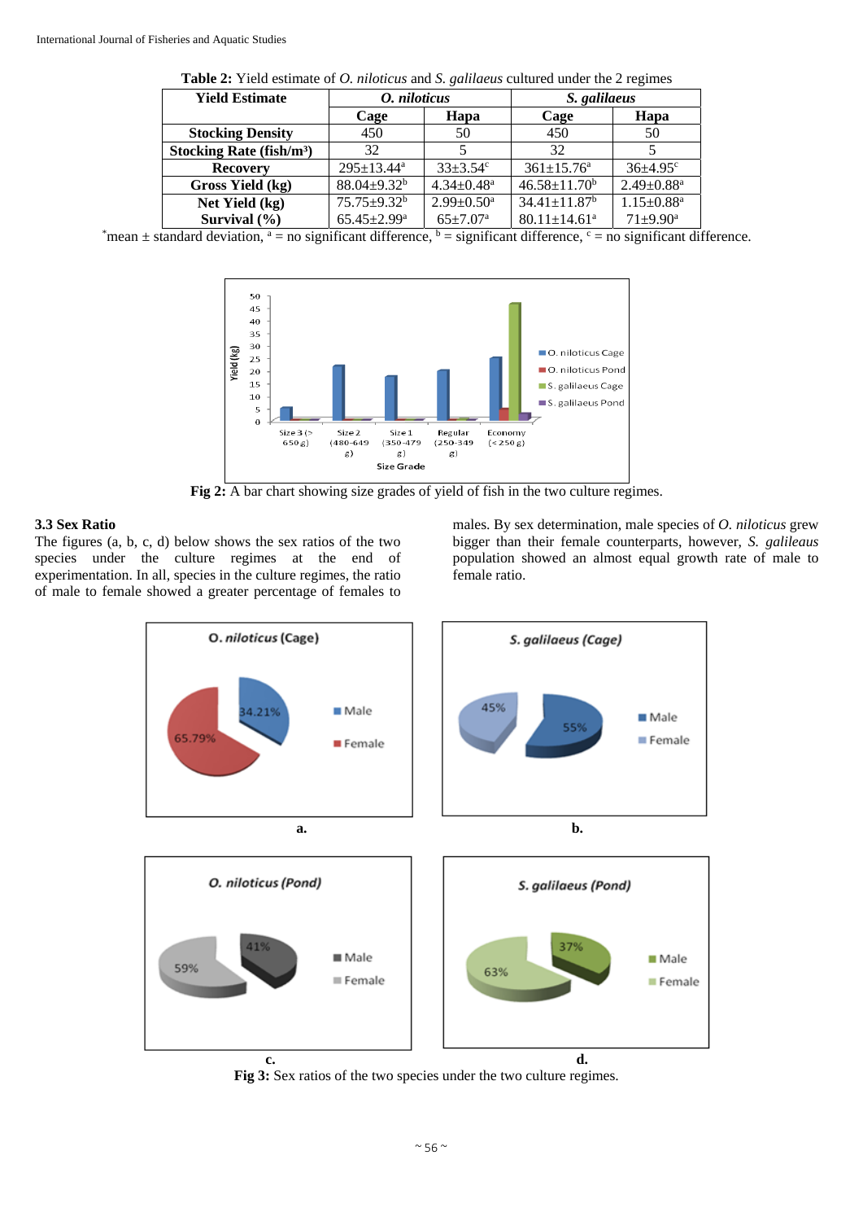**Table 2:** Yield estimate of *O. niloticus* and *S. galilaeus* cultured under the 2 regimes

| Yield Estimate | *O. niloticus* | | *S. galilaeus* | |
|---|---|---|---|---|
| | Cage | Hapa | Cage | Hapa |
| Stocking Density | 450 | 50 | 450 | 50 |
| Stocking Rate (fish/m³) | 32 | 5 | 32 | 5 |
| Recovery | 295±13.44[a] | 33±3.54[c] | 361±15.76[a] | 36±4.95[c] |
| Gross Yield (kg) | 88.04±9.32[b] | 4.34±0.48[a] | 46.58±11.70[b] | 2.49±0.88[a] |
| Net Yield (kg) | 75.75±9.32[b] | 2.99±0.50[a] | 34.41±11.87[b] | 1.15±0.88[a] |
| Survival (%) | 65.45±2.99[a] | 65±7.07[a] | 80.11±14.61[a] | 71±9.90[a] |

*mean ± standard deviation, [a] = no significant difference, [b] = significant difference, [c] = no significant difference.

**Fig 2:** A bar chart showing size grades of yield of fish in the two culture regimes.

### 3.3 Sex Ratio

The figures (a, b, c, d) below shows the sex ratios of the two species under the culture regimes at the end of experimentation. In all, species in the culture regimes, the ratio of male to female showed a greater percentage of females to males. By sex determination, male species of *O. niloticus* grew bigger than their female counterparts, however, *S. galileaus* population showed an almost equal growth rate of male to female ratio.

**Fig 3:** Sex ratios of the two species under the two culture regimes.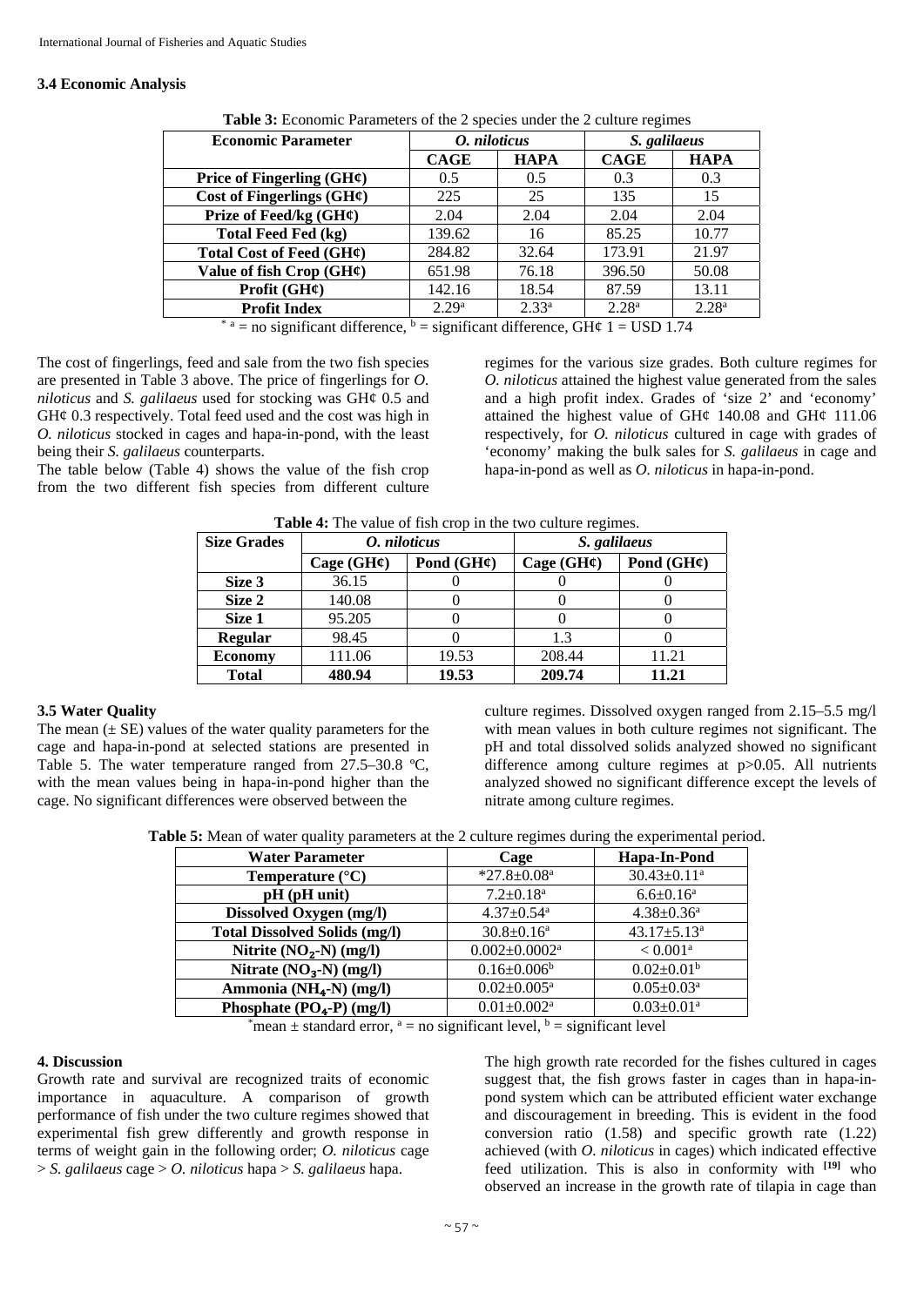### 3.4 Economic Analysis

**Table 3:** Economic Parameters of the 2 species under the 2 culture regimes

| Economic Parameter | *O. niloticus* | | *S. galilaeus* | |
|---|---|---|---|---|
| | CAGE | HAPA | CAGE | HAPA |
| Price of Fingerling (GH¢) | 0.5 | 0.5 | 0.3 | 0.3 |
| Cost of Fingerlings (GH¢) | 225 | 25 | 135 | 15 |
| Prize of Feed/kg (GH¢) | 2.04 | 2.04 | 2.04 | 2.04 |
| Total Feed Fed (kg) | 139.62 | 16 | 85.25 | 10.77 |
| Total Cost of Feed (GH¢) | 284.82 | 32.64 | 173.91 | 21.97 |
| Value of fish Crop (GH¢) | 651.98 | 76.18 | 396.50 | 50.08 |
| Profit (GH¢) | 142.16 | 18.54 | 87.59 | 13.11 |
| Profit Index | 2.29[a] | 2.33[a] | 2.28[a] | 2.28[a] |

\* a = no significant difference, b = significant difference, GH¢ 1 = USD 1.74

The cost of fingerlings, feed and sale from the two fish species are presented in Table 3 above. The price of fingerlings for *O. niloticus* and *S. galilaeus* used for stocking was GH¢ 0.5 and GH¢ 0.3 respectively. Total feed used and the cost was high in *O. niloticus* stocked in cages and hapa-in-pond, with the least being their *S. galilaeus* counterparts.

The table below (Table 4) shows the value of the fish crop from the two different fish species from different culture regimes for the various size grades. Both culture regimes for *O. niloticus* attained the highest value generated from the sales and a high profit index. Grades of 'size 2' and 'economy' attained the highest value of GH¢ 140.08 and GH¢ 111.06 respectively, for *O. niloticus* cultured in cage with grades of 'economy' making the bulk sales for *S. galilaeus* in cage and hapa-in-pond as well as *O. niloticus* in hapa-in-pond.

**Table 4:** The value of fish crop in the two culture regimes.

| Size Grades | *O. niloticus* | | *S. galilaeus* | |
|---|---|---|---|---|
| | Cage (GH¢) | Pond (GH¢) | Cage (GH¢) | Pond (GH¢) |
| Size 3 | 36.15 | 0 | 0 | 0 |
| Size 2 | 140.08 | 0 | 0 | 0 |
| Size 1 | 95.205 | 0 | 0 | 0 |
| Regular | 98.45 | 0 | 1.3 | 0 |
| Economy | 111.06 | 19.53 | 208.44 | 11.21 |
| **Total** | **480.94** | **19.53** | **209.74** | **11.21** |

### 3.5 Water Quality

The mean (± SE) values of the water quality parameters for the cage and hapa-in-pond at selected stations are presented in Table 5. The water temperature ranged from 27.5–30.8 ºC, with the mean values being in hapa-in-pond higher than the cage. No significant differences were observed between the culture regimes. Dissolved oxygen ranged from 2.15–5.5 mg/l with mean values in both culture regimes not significant. The pH and total dissolved solids analyzed showed no significant difference among culture regimes at p>0.05. All nutrients analyzed showed no significant difference except the levels of nitrate among culture regimes.

**Table 5:** Mean of water quality parameters at the 2 culture regimes during the experimental period.

| Water Parameter | Cage | Hapa-In-Pond |
|---|---|---|
| Temperature (°C) | *27.8±0.08[a] | 30.43±0.11[a] |
| pH (pH unit) | 7.2±0.18[a] | 6.6±0.16[a] |
| Dissolved Oxygen (mg/l) | 4.37±0.54[a] | 4.38±0.36[a] |
| Total Dissolved Solids (mg/l) | 30.8±0.16[a] | 43.17±5.13[a] |
| Nitrite ($NO_2$-N) (mg/l) | 0.002±0.0002[a] | < 0.001[a] |
| Nitrate ($NO_3$-N) (mg/l) | 0.16±0.006[b] | 0.02±0.01[b] |
| Ammonia ($NH_4$-N) (mg/l) | 0.02±0.005[a] | 0.05±0.03[a] |
| Phosphate ($PO_4$-P) (mg/l) | 0.01±0.002[a] | 0.03±0.01[a] |

\*mean ± standard error, a = no significant level, b = significant level

## 4. Discussion

Growth rate and survival are recognized traits of economic importance in aquaculture. A comparison of growth performance of fish under the two culture regimes showed that experimental fish grew differently and growth response in terms of weight gain in the following order; *O. niloticus* cage > *S. galilaeus* cage > *O. niloticus* hapa > *S. galilaeus* hapa.

The high growth rate recorded for the fishes cultured in cages suggest that, the fish grows faster in cages than in hapa-in-pond system which can be attributed efficient water exchange and discouragement in breeding. This is evident in the food conversion ratio (1.58) and specific growth rate (1.22) achieved (with *O. niloticus* in cages) which indicated effective feed utilization. This is also in conformity with [19] who observed an increase in the growth rate of tilapia in cage than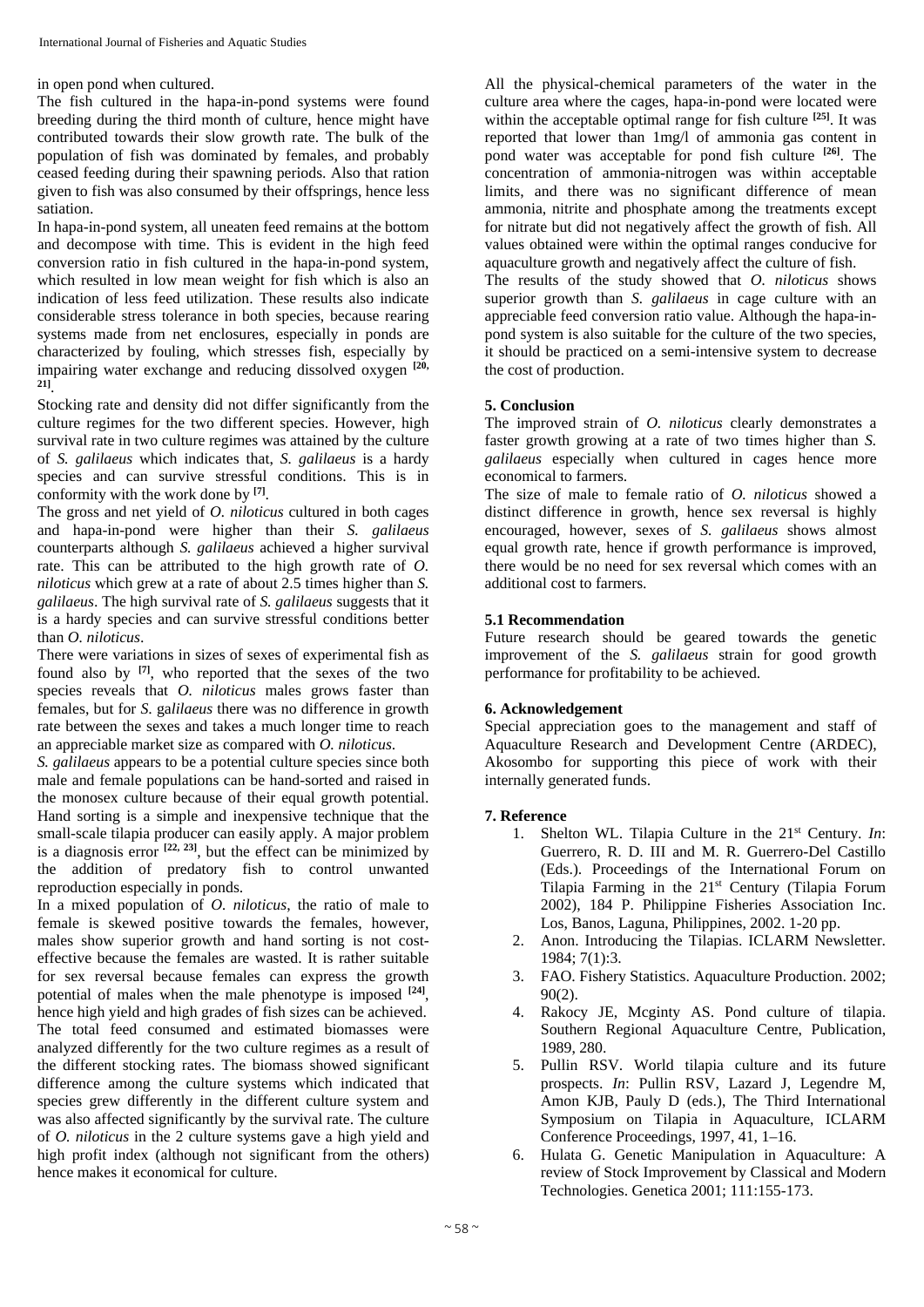in open pond when cultured.

The fish cultured in the hapa-in-pond systems were found breeding during the third month of culture, hence might have contributed towards their slow growth rate. The bulk of the population of fish was dominated by females, and probably ceased feeding during their spawning periods. Also that ration given to fish was also consumed by their offsprings, hence less satiation.

In hapa-in-pond system, all uneaten feed remains at the bottom and decompose with time. This is evident in the high feed conversion ratio in fish cultured in the hapa-in-pond system, which resulted in low mean weight for fish which is also an indication of less feed utilization. These results also indicate considerable stress tolerance in both species, because rearing systems made from net enclosures, especially in ponds are characterized by fouling, which stresses fish, especially by impairing water exchange and reducing dissolved oxygen [20, 21].

Stocking rate and density did not differ significantly from the culture regimes for the two different species. However, high survival rate in two culture regimes was attained by the culture of *S. galilaeus* which indicates that, *S. galilaeus* is a hardy species and can survive stressful conditions. This is in conformity with the work done by [7].

The gross and net yield of *O. niloticus* cultured in both cages and hapa-in-pond were higher than their *S. galilaeus* counterparts although *S. galilaeus* achieved a higher survival rate. This can be attributed to the high growth rate of *O. niloticus* which grew at a rate of about 2.5 times higher than *S. galilaeus*. The high survival rate of *S. galilaeus* suggests that it is a hardy species and can survive stressful conditions better than *O. niloticus*.

There were variations in sizes of sexes of experimental fish as found also by [7], who reported that the sexes of the two species reveals that *O. niloticus* males grows faster than females, but for *S. galilaeus* there was no difference in growth rate between the sexes and takes a much longer time to reach an appreciable market size as compared with *O. niloticus*.

*S. galilaeus* appears to be a potential culture species since both male and female populations can be hand-sorted and raised in the monosex culture because of their equal growth potential. Hand sorting is a simple and inexpensive technique that the small-scale tilapia producer can easily apply. A major problem is a diagnosis error [22, 23], but the effect can be minimized by the addition of predatory fish to control unwanted reproduction especially in ponds.

In a mixed population of *O. niloticus*, the ratio of male to female is skewed positive towards the females, however, males show superior growth and hand sorting is not cost-effective because the females are wasted. It is rather suitable for sex reversal because females can express the growth potential of males when the male phenotype is imposed [24], hence high yield and high grades of fish sizes can be achieved.

The total feed consumed and estimated biomasses were analyzed differently for the two culture regimes as a result of the different stocking rates. The biomass showed significant difference among the culture systems which indicated that species grew differently in the different culture system and was also affected significantly by the survival rate. The culture of *O. niloticus* in the 2 culture systems gave a high yield and high profit index (although not significant from the others) hence makes it economical for culture.

All the physical-chemical parameters of the water in the culture area where the cages, hapa-in-pond were located were within the acceptable optimal range for fish culture [25]. It was reported that lower than 1mg/l of ammonia gas content in pond water was acceptable for pond fish culture [26]. The concentration of ammonia-nitrogen was within acceptable limits, and there was no significant difference of mean ammonia, nitrite and phosphate among the treatments except for nitrate but did not negatively affect the growth of fish. All values obtained were within the optimal ranges conducive for aquaculture growth and negatively affect the culture of fish.

The results of the study showed that *O. niloticus* shows superior growth than *S. galilaeus* in cage culture with an appreciable feed conversion ratio value. Although the hapa-in-pond system is also suitable for the culture of the two species, it should be practiced on a semi-intensive system to decrease the cost of production.

## 5. Conclusion

The improved strain of *O. niloticus* clearly demonstrates a faster growth growing at a rate of two times higher than *S. galilaeus* especially when cultured in cages hence more economical to farmers.

The size of male to female ratio of *O. niloticus* showed a distinct difference in growth, hence sex reversal is highly encouraged, however, sexes of *S. galilaeus* shows almost equal growth rate, hence if growth performance is improved, there would be no need for sex reversal which comes with an additional cost to farmers.

### 5.1 Recommendation

Future research should be geared towards the genetic improvement of the *S. galilaeus* strain for good growth performance for profitability to be achieved.

## 6. Acknowledgement

Special appreciation goes to the management and staff of Aquaculture Research and Development Centre (ARDEC), Akosombo for supporting this piece of work with their internally generated funds.

## 7. Reference

1. Shelton WL. Tilapia Culture in the 21st Century. *In*: Guerrero, R. D. III and M. R. Guerrero-Del Castillo (Eds.). Proceedings of the International Forum on Tilapia Farming in the 21st Century (Tilapia Forum 2002), 184 P. Philippine Fisheries Association Inc. Los, Banos, Laguna, Philippines, 2002. 1-20 pp.
2. Anon. Introducing the Tilapias. ICLARM Newsletter. 1984; 7(1):3.
3. FAO. Fishery Statistics. Aquaculture Production. 2002; 90(2).
4. Rakocy JE, Mcginty AS. Pond culture of tilapia. Southern Regional Aquaculture Centre, Publication, 1989, 280.
5. Pullin RSV. World tilapia culture and its future prospects. *In*: Pullin RSV, Lazard J, Legendre M, Amon KJB, Pauly D (eds.), The Third International Symposium on Tilapia in Aquaculture, ICLARM Conference Proceedings, 1997, 41, 1–16.
6. Hulata G. Genetic Manipulation in Aquaculture: A review of Stock Improvement by Classical and Modern Technologies. Genetica 2001; 111:155-173.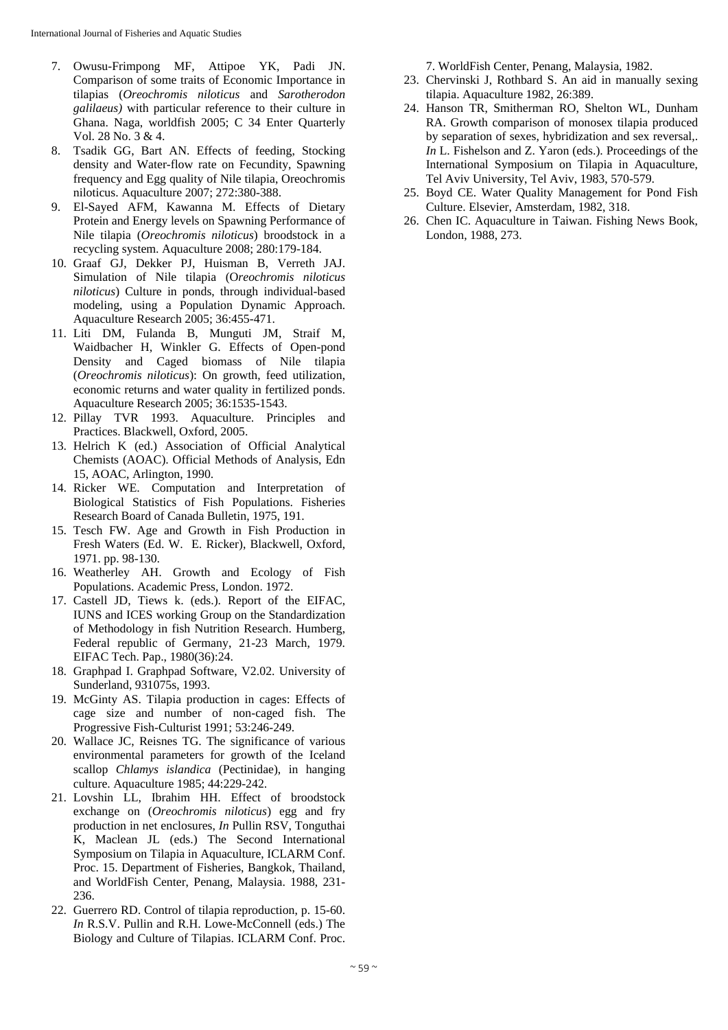7. Owusu-Frimpong MF, Attipoe YK, Padi JN. Comparison of some traits of Economic Importance in tilapias (*Oreochromis niloticus* and *Sarotherodon galilaeus)* with particular reference to their culture in Ghana. Naga, worldfish 2005; C 34 Enter Quarterly Vol. 28 No. 3 & 4.
8. Tsadik GG, Bart AN. Effects of feeding, Stocking density and Water-flow rate on Fecundity, Spawning frequency and Egg quality of Nile tilapia, Oreochromis niloticus. Aquaculture 2007; 272:380-388.
9. El-Sayed AFM, Kawanna M. Effects of Dietary Protein and Energy levels on Spawning Performance of Nile tilapia (*Oreochromis niloticus*) broodstock in a recycling system. Aquaculture 2008; 280:179-184.
10. Graaf GJ, Dekker PJ, Huisman B, Verreth JAJ. Simulation of Nile tilapia (O*reochromis niloticus niloticus*) Culture in ponds, through individual-based modeling, using a Population Dynamic Approach. Aquaculture Research 2005; 36:455-471.
11. Liti DM, Fulanda B, Munguti JM, Straif M, Waidbacher H, Winkler G. Effects of Open-pond Density and Caged biomass of Nile tilapia (*Oreochromis niloticus*): On growth, feed utilization, economic returns and water quality in fertilized ponds. Aquaculture Research 2005; 36:1535-1543.
12. Pillay TVR 1993. Aquaculture. Principles and Practices. Blackwell, Oxford, 2005.
13. Helrich K (ed.) Association of Official Analytical Chemists (AOAC). Official Methods of Analysis, Edn 15, AOAC, Arlington, 1990.
14. Ricker WE. Computation and Interpretation of Biological Statistics of Fish Populations. Fisheries Research Board of Canada Bulletin, 1975, 191.
15. Tesch FW. Age and Growth in Fish Production in Fresh Waters (Ed. W. E. Ricker), Blackwell, Oxford, 1971. pp. 98-130.
16. Weatherley AH. Growth and Ecology of Fish Populations. Academic Press, London. 1972.
17. Castell JD, Tiews k. (eds.). Report of the EIFAC, IUNS and ICES working Group on the Standardization of Methodology in fish Nutrition Research. Humberg, Federal republic of Germany, 21-23 March, 1979. EIFAC Tech. Pap., 1980(36):24.
18. Graphpad I. Graphpad Software, V2.02. University of Sunderland, 931075s, 1993.
19. McGinty AS. Tilapia production in cages: Effects of cage size and number of non-caged fish. The Progressive Fish-Culturist 1991; 53:246-249.
20. Wallace JC, Reisnes TG. The significance of various environmental parameters for growth of the Iceland scallop *Chlamys islandica* (Pectinidae), in hanging culture. Aquaculture 1985; 44:229-242.
21. Lovshin LL, Ibrahim HH. Effect of broodstock exchange on (*Oreochromis niloticus*) egg and fry production in net enclosures, *In* Pullin RSV, Tonguthai K, Maclean JL (eds.) The Second International Symposium on Tilapia in Aquaculture, ICLARM Conf. Proc. 15. Department of Fisheries, Bangkok, Thailand, and WorldFish Center, Penang, Malaysia. 1988, 231-236.
22. Guerrero RD. Control of tilapia reproduction, p. 15-60. *In* R.S.V. Pullin and R.H. Lowe-McConnell (eds.) The Biology and Culture of Tilapias. ICLARM Conf. Proc. 7. WorldFish Center, Penang, Malaysia, 1982.
23. Chervinski J, Rothbard S. An aid in manually sexing tilapia. Aquaculture 1982, 26:389.
24. Hanson TR, Smitherman RO, Shelton WL, Dunham RA. Growth comparison of monosex tilapia produced by separation of sexes, hybridization and sex reversal,. *In* L. Fishelson and Z. Yaron (eds.). Proceedings of the International Symposium on Tilapia in Aquaculture, Tel Aviv University, Tel Aviv, 1983, 570-579.
25. Boyd CE. Water Quality Management for Pond Fish Culture. Elsevier, Amsterdam, 1982, 318.
26. Chen IC. Aquaculture in Taiwan. Fishing News Book, London, 1988, 273.